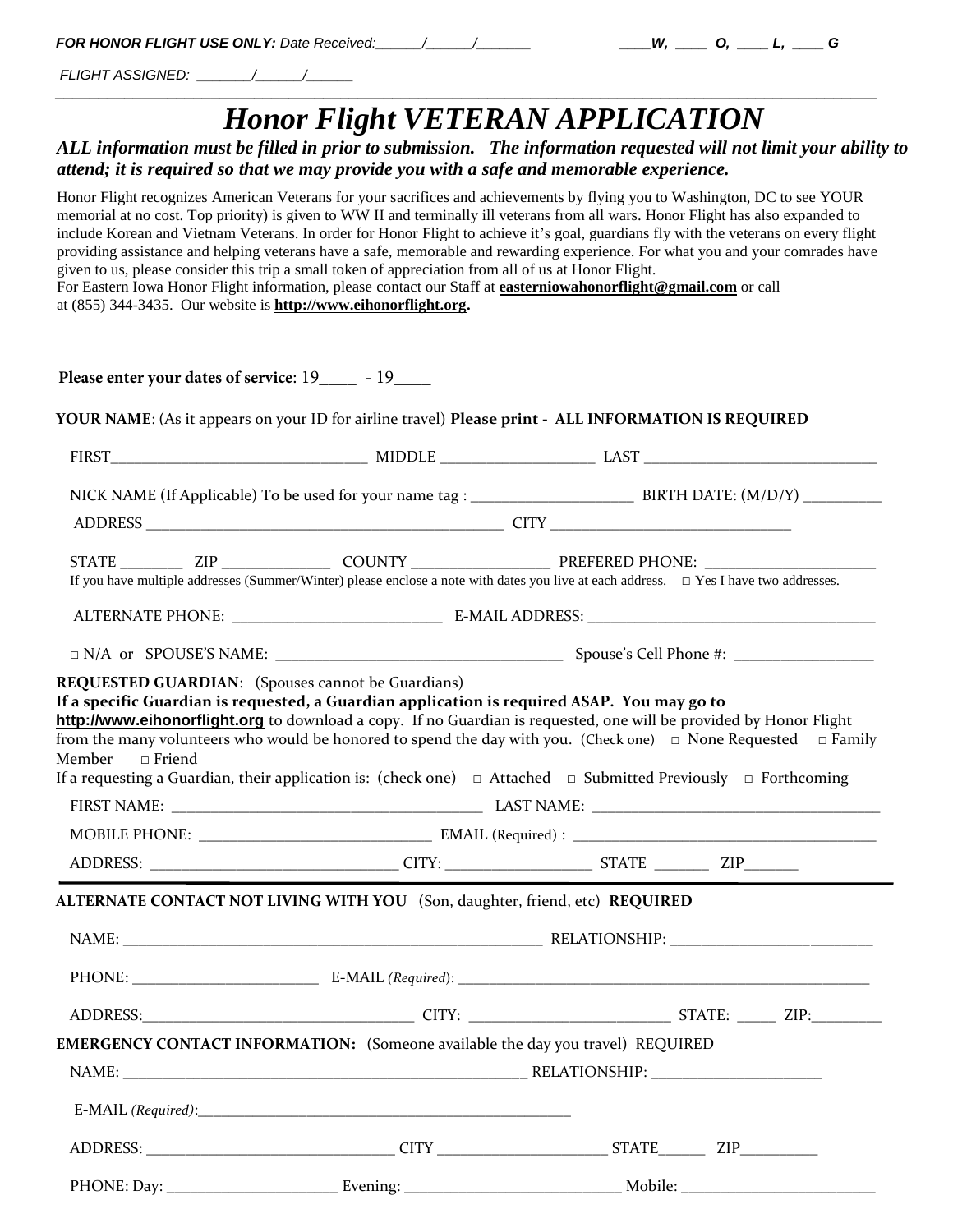***FOR HONOR FLIGHT USE ONLY:*** *Date Received:______/______/_______* ____***W,*** ____ ***O,*** ____ ***L,*** ____ ***G***

*FLIGHT ASSIGNED: _______/______/______*

# *Honor Flight VETERAN APPLICATION*

***ALL information must be filled in prior to submission. The information requested will not limit your ability to attend; it is required so that we may provide you with a safe and memorable experience.***

Honor Flight recognizes American Veterans for your sacrifices and achievements by flying you to Washington, DC to see YOUR memorial at no cost. Top priority) is given to WW II and terminally ill veterans from all wars. Honor Flight has also expanded to include Korean and Vietnam Veterans. In order for Honor Flight to achieve it's goal, guardians fly with the veterans on every flight providing assistance and helping veterans have a safe, memorable and rewarding experience. For what you and your comrades have given to us, please consider this trip a small token of appreciation from all of us at Honor Flight.
For Eastern Iowa Honor Flight information, please contact our Staff at **easterniowahonorflight@gmail.com** or call at (855) 344-3435. Our website is **http://www.eihonorflight.org.**

**Please enter your dates of service**: 19____ - 19____

**YOUR NAME**: (As it appears on your ID for airline travel) **Please print - ALL INFORMATION IS REQUIRED**

FIRST_________________________________ MIDDLE ____________________ LAST ______________________________

NICK NAME (If Applicable) To be used for your name tag : ____________________ BIRTH DATE: (M/D/Y) __________

ADDRESS ______________________________________________ CITY _______________________________

STATE ________ ZIP ______________ COUNTY _________________ PREFERED PHONE: _____________________

If you have multiple addresses (Summer/Winter) please enclose a note with dates you live at each address. □ Yes I have two addresses.

ALTERNATE PHONE: __________________________ E-MAIL ADDRESS: _____________________________________

□ N/A or SPOUSE'S NAME: ____________________________________ Spouse's Cell Phone #: _________________

**REQUESTED GUARDIAN**: (Spouses cannot be Guardians)
**If a specific Guardian is requested, a Guardian application is required ASAP. You may go to http://www.eihonorflight.org** to download a copy. If no Guardian is requested, one will be provided by Honor Flight from the many volunteers who would be honored to spend the day with you. (Check one) □ None Requested □ Family Member □ Friend
If a requesting a Guardian, their application is: (check one) □ Attached □ Submitted Previously □ Forthcoming

FIRST NAME: ________________________________________ LAST NAME: _____________________________________

MOBILE PHONE: _____________________________ EMAIL (Required) : ______________________________________

ADDRESS: _______________________________ CITY: __________________ STATE _______ ZIP_______

**ALTERNATE CONTACT NOT LIVING WITH YOU** (Son, daughter, friend, etc) **REQUIRED**

NAME: _______________________________________________________ RELATIONSHIP: __________________________

PHONE: _______________________ E-MAIL *(Required)*: ________________________________________________________

ADDRESS:___________________________________ CITY: _________________________ STATE: _____ ZIP:_________

**EMERGENCY CONTACT INFORMATION:** (Someone available the day you travel) REQUIRED

NAME: ____________________________________________________ RELATIONSHIP: _____________________

E-MAIL *(Required)*:_________________________________________________

ADDRESS: _______________________________ CITY _____________________ STATE______ ZIP_________

PHONE: Day: _____________________ Evening: ___________________________ Mobile: ________________________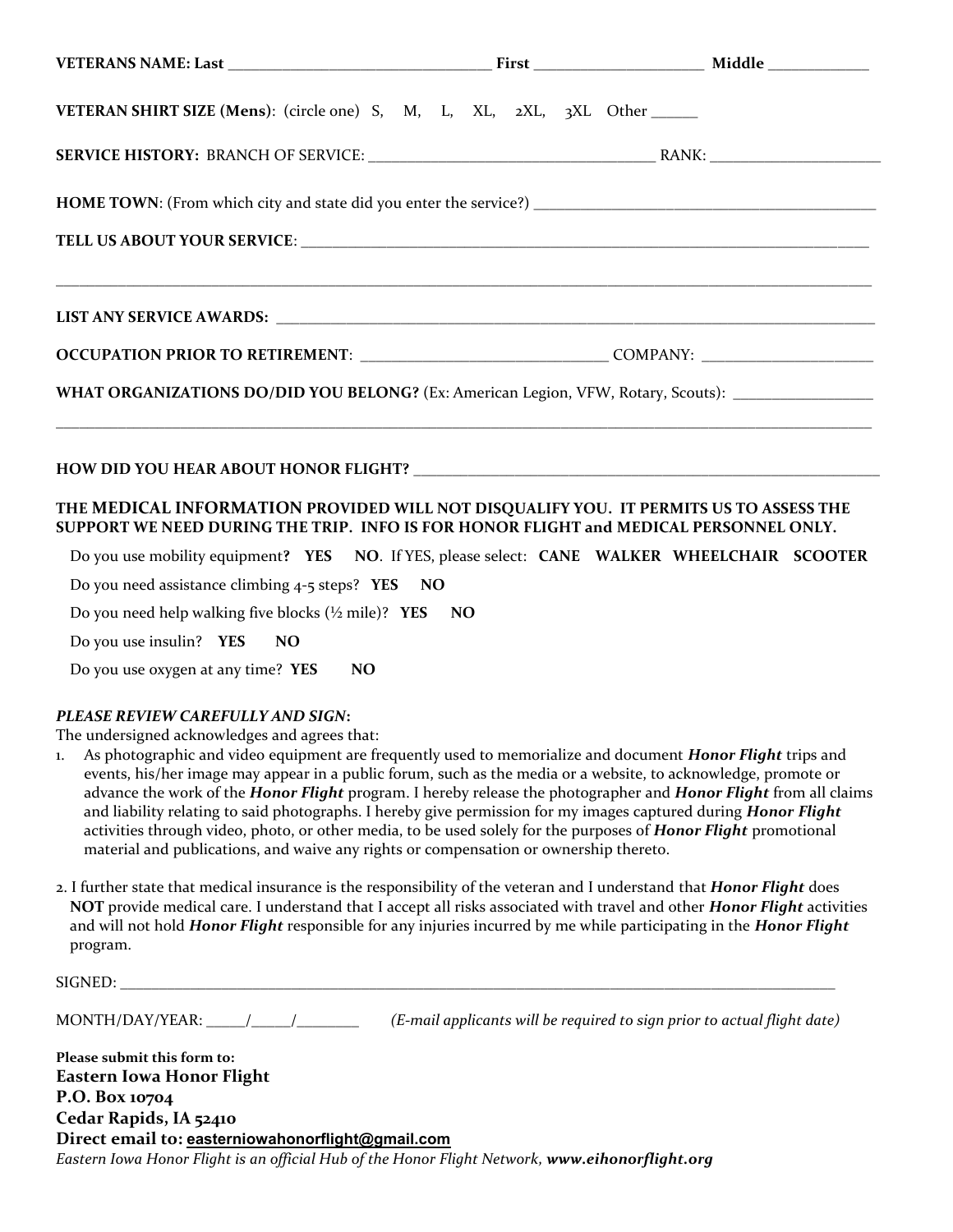**VETERANS NAME: Last** ________________________________ **First** _____________________ **Middle** _____________

**VETERAN SHIRT SIZE (Mens)**: (circle one) S, M, L, XL, 2XL, 3XL Other ______

**SERVICE HISTORY:** BRANCH OF SERVICE: ____________________________________ RANK: ______________________

**HOME TOWN**: (From which city and state did you enter the service?) _____________________________________________

**TELL US ABOUT YOUR SERVICE**: _____________________________________________________________________________

_____________________________________________________________________________________________________

**LIST ANY SERVICE AWARDS:** ____________________________________________________________________________

**OCCUPATION PRIOR TO RETIREMENT**: _______________________________ COMPANY: ______________________

**WHAT ORGANIZATIONS DO/DID YOU BELONG?** (Ex: American Legion, VFW, Rotary, Scouts): _________________

_____________________________________________________________________________________________________

**HOW DID YOU HEAR ABOUT HONOR FLIGHT?** ______________________________________________________________

**THE MEDICAL INFORMATION PROVIDED WILL NOT DISQUALIFY YOU. IT PERMITS US TO ASSESS THE SUPPORT WE NEED DURING THE TRIP. INFO IS FOR HONOR FLIGHT and MEDICAL PERSONNEL ONLY.**

Do you use mobility equipment**? YES NO**. If YES, please select: **CANE WALKER WHEELCHAIR SCOOTER**

Do you need assistance climbing 4-5 steps? **YES NO**

Do you need help walking five blocks (½ mile)? **YES NO**

Do you use insulin? **YES NO**

Do you use oxygen at any time? **YES NO**

***PLEASE REVIEW CAREFULLY AND SIGN*:**

The undersigned acknowledges and agrees that:

1. As photographic and video equipment are frequently used to memorialize and document ***Honor Flight*** trips and events, his/her image may appear in a public forum, such as the media or a website, to acknowledge, promote or advance the work of the ***Honor Flight*** program. I hereby release the photographer and ***Honor Flight*** from all claims and liability relating to said photographs. I hereby give permission for my images captured during ***Honor Flight*** activities through video, photo, or other media, to be used solely for the purposes of ***Honor Flight*** promotional material and publications, and waive any rights or compensation or ownership thereto.

2. I further state that medical insurance is the responsibility of the veteran and I understand that ***Honor Flight*** does **NOT** provide medical care. I understand that I accept all risks associated with travel and other ***Honor Flight*** activities and will not hold ***Honor Flight*** responsible for any injuries incurred by me while participating in the ***Honor Flight*** program.

SIGNED: _____________________________________________________________________________________________

MONTH/DAY/YEAR: _____/_____/________ *(E-mail applicants will be required to sign prior to actual flight date)*

**Please submit this form to:**
**Eastern Iowa Honor Flight**
**P.O. Box 10704**
**Cedar Rapids, IA 52410**
**Direct email to: easterniowahonorflight@gmail.com**

*Eastern Iowa Honor Flight is an official Hub of the Honor Flight Network,* ***www.eihonorflight.org***